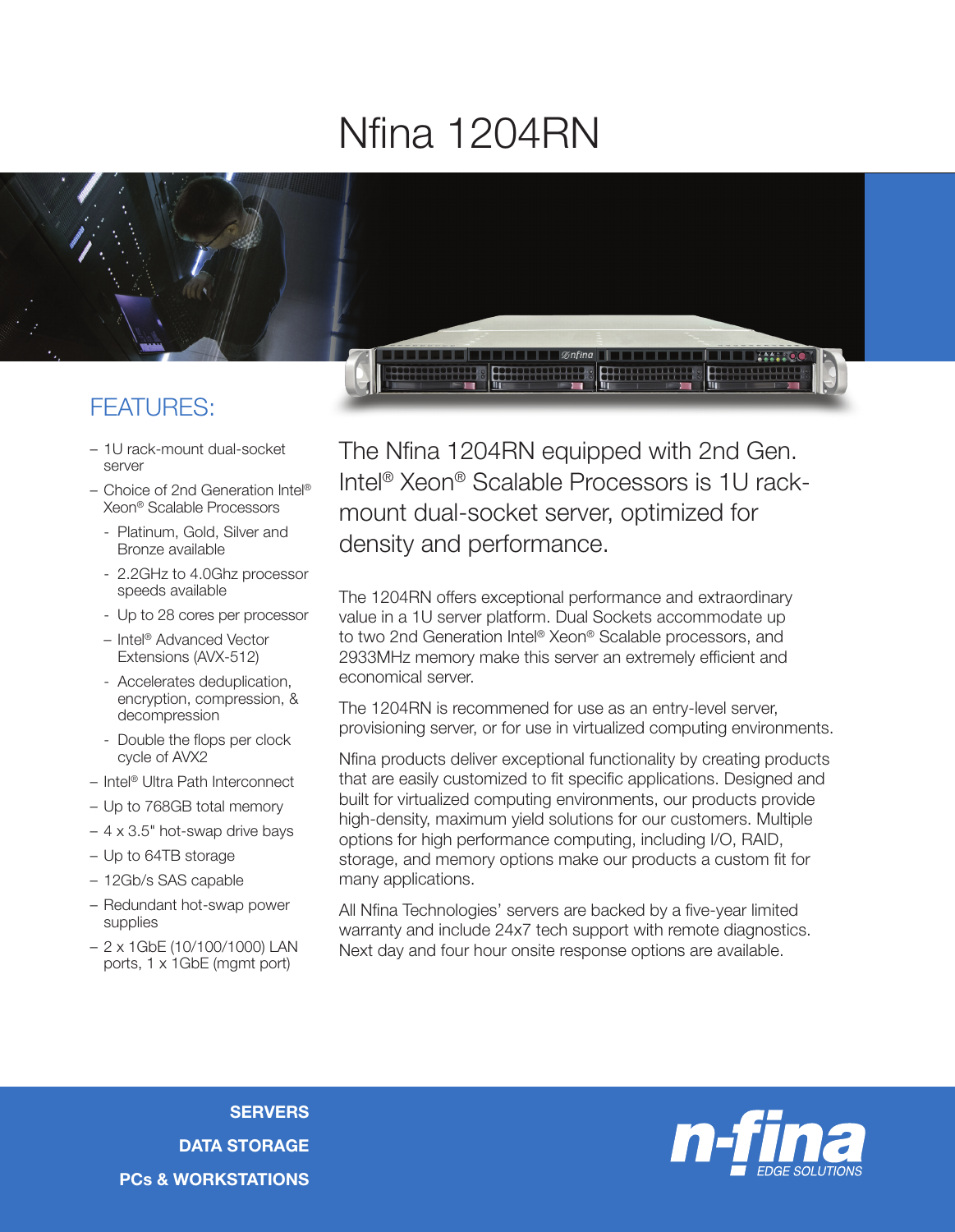# Nfina 1204RN

## FEATURES:

- 1U rack-mount dual-socket server
- Choice of 2nd Generation Intel® Xeon® Scalable Processors
  - Platinum, Gold, Silver and Bronze available
  - 2.2GHz to 4.0Ghz processor speeds available
  - Up to 28 cores per processor
  - Intel® Advanced Vector Extensions (AVX-512)
  - Accelerates deduplication, encryption, compression, & decompression
  - Double the flops per clock cycle of AVX2
- Intel® Ultra Path Interconnect
- Up to 768GB total memory
- 4 x 3.5" hot-swap drive bays
- Up to 64TB storage
- 12Gb/s SAS capable
- Redundant hot-swap power supplies
- 2 x 1GbE (10/100/1000) LAN ports, 1 x 1GbE (mgmt port)

The Nfina 1204RN equipped with 2nd Gen. Intel® Xeon® Scalable Processors is 1U rack-mount dual-socket server, optimized for density and performance.

The 1204RN offers exceptional performance and extraordinary value in a 1U server platform. Dual Sockets accommodate up to two 2nd Generation Intel® Xeon® Scalable processors, and 2933MHz memory make this server an extremely efficient and economical server.

The 1204RN is recommened for use as an entry-level server, provisioning server, or for use in virtualized computing environments.

Nfina products deliver exceptional functionality by creating products that are easily customized to fit specific applications. Designed and built for virtualized computing environments, our products provide high-density, maximum yield solutions for our customers. Multiple options for high performance computing, including I/O, RAID, storage, and memory options make our products a custom fit for many applications.

All Nfina Technologies' servers are backed by a five-year limited warranty and include 24x7 tech support with remote diagnostics. Next day and four hour onsite response options are available.

**SERVERS**

**DATA STORAGE**

**PCs & WORKSTATIONS**

n-fina EDGE SOLUTIONS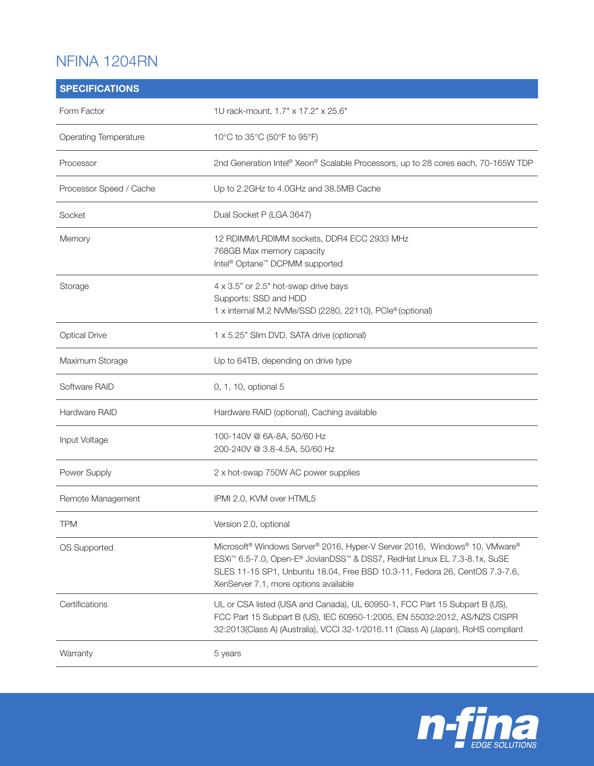# NFINA 1204RN

| SPECIFICATIONS | |
|---|---|
| Form Factor | 1U rack-mount, 1.7" x 17.2" x 25.6" |
| Operating Temperature | 10°C to 35°C (50°F to 95°F) |
| Processor | 2nd Generation Intel® Xeon® Scalable Processors, up to 28 cores each, 70-165W TDP |
| Processor Speed / Cache | Up to 2.2GHz to 4.0GHz and 38.5MB Cache |
| Socket | Dual Socket P (LGA 3647) |
| Memory | 12 RDIMM/LRDIMM sockets, DDR4 ECC 2933 MHz<br>768GB Max memory capacity<br>Intel® Optane™ DCPMM supported |
| Storage | 4 x 3.5" or 2.5" hot-swap drive bays<br>Supports: SSD and HDD<br>1 x internal M.2 NVMe/SSD (2280, 22110), PCIe® (optional) |
| Optical Drive | 1 x 5.25" Slim DVD, SATA drive (optional) |
| Maximum Storage | Up to 64TB, depending on drive type |
| Software RAID | 0, 1, 10, optional 5 |
| Hardware RAID | Hardware RAID (optional), Caching available |
| Input Voltage | 100-140V @ 6A-8A, 50/60 Hz<br>200-240V @ 3.8-4.5A, 50/60 Hz |
| Power Supply | 2 x hot-swap 750W AC power supplies |
| Remote Management | IPMI 2.0, KVM over HTML5 |
| TPM | Version 2.0, optional |
| OS Supported | Microsoft® Windows Server® 2016, Hyper-V Server 2016, Windows® 10, VMware® ESXi™ 6.5-7.0, Open-E® JovianDSS™ & DSS7, RedHat Linux EL 7.3-8.1x, SuSE SLES 11-15 SP1, Unbuntu 18.04, Free BSD 10.3-11, Fedora 26, CentOS 7.3-7.6, XenServer 7.1, more options available |
| Certifications | UL or CSA listed (USA and Canada), UL 60950-1, FCC Part 15 Subpart B (US), FCC Part 15 Subpart B (US), IEC 60950-1:2005, EN 55032:2012, AS/NZS CISPR 32:2013(Class A) (Australia), VCCI 32-1/2016.11 (Class A) (Japan), RoHS compliant |
| Warranty | 5 years |

n-fina EDGE SOLUTIONS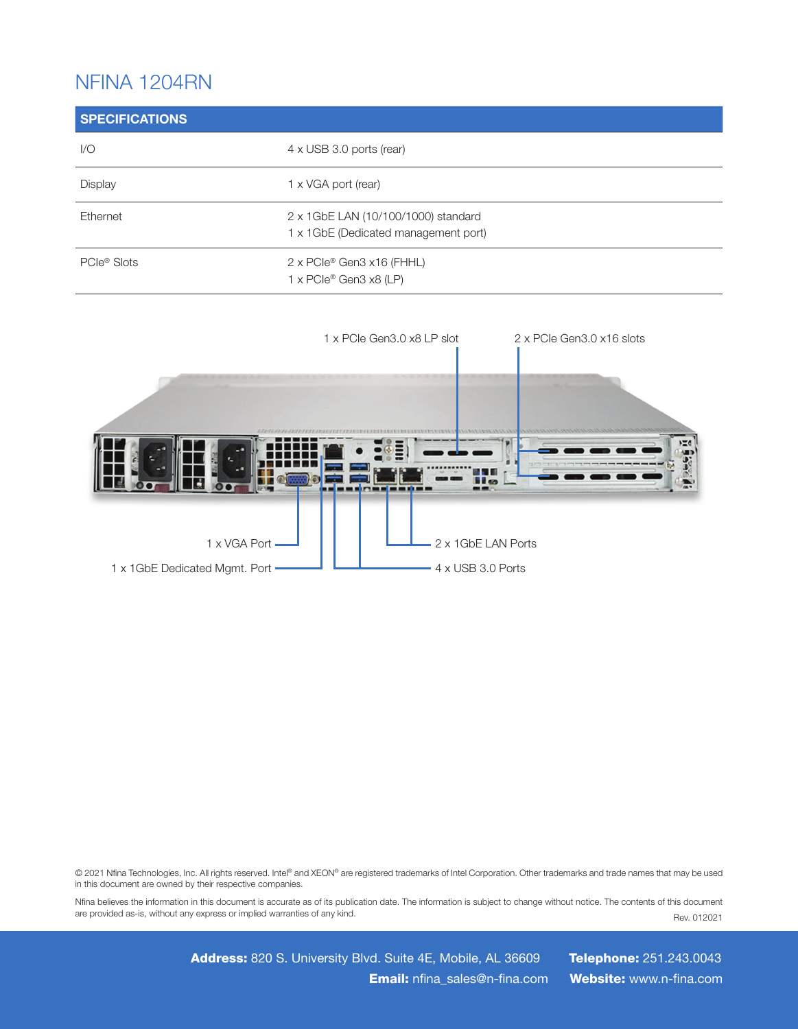# NFINA 1204RN

| SPECIFICATIONS | |
|---|---|
| I/O | 4 x USB 3.0 ports (rear) |
| Display | 1 x VGA port (rear) |
| Ethernet | 2 x 1GbE LAN (10/100/1000) standard<br>1 x 1GbE (Dedicated management port) |
| PCIe® Slots | 2 x PCIe® Gen3 x16 (FHHL)<br>1 x PCIe® Gen3 x8 (LP) |

1 x PCIe Gen3.0 x8 LP slot

2 x PCIe Gen3.0 x16 slots

1 x VGA Port

1 x 1GbE Dedicated Mgmt. Port

2 x 1GbE LAN Ports

4 x USB 3.0 Ports

© 2021 Nfina Technologies, Inc. All rights reserved. Intel® and XEON® are registered trademarks of Intel Corporation. Other trademarks and trade names that may be used in this document are owned by their respective companies.

Nfina believes the information in this document is accurate as of its publication date. The information is subject to change without notice. The contents of this document are provided as-is, without any express or implied warranties of any kind.

Rev. 012021

**Address:** 820 S. University Blvd. Suite 4E, Mobile, AL 36609 **Telephone:** 251.243.0043
**Email:** nfina_sales@n-fina.com **Website:** www.n-fina.com